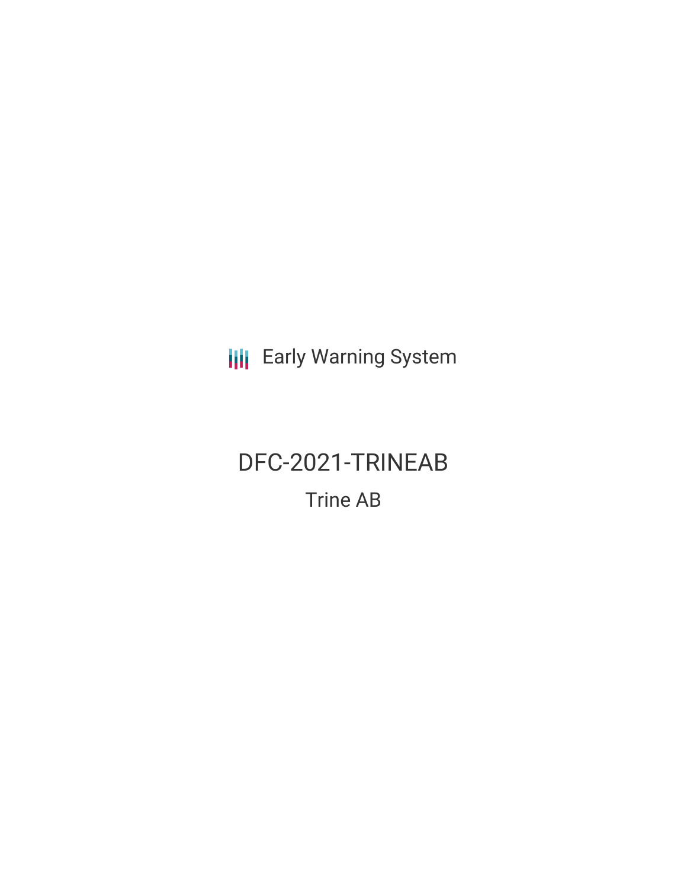Early Warning System

# DFC-2021-TRINEAB

## Trine AB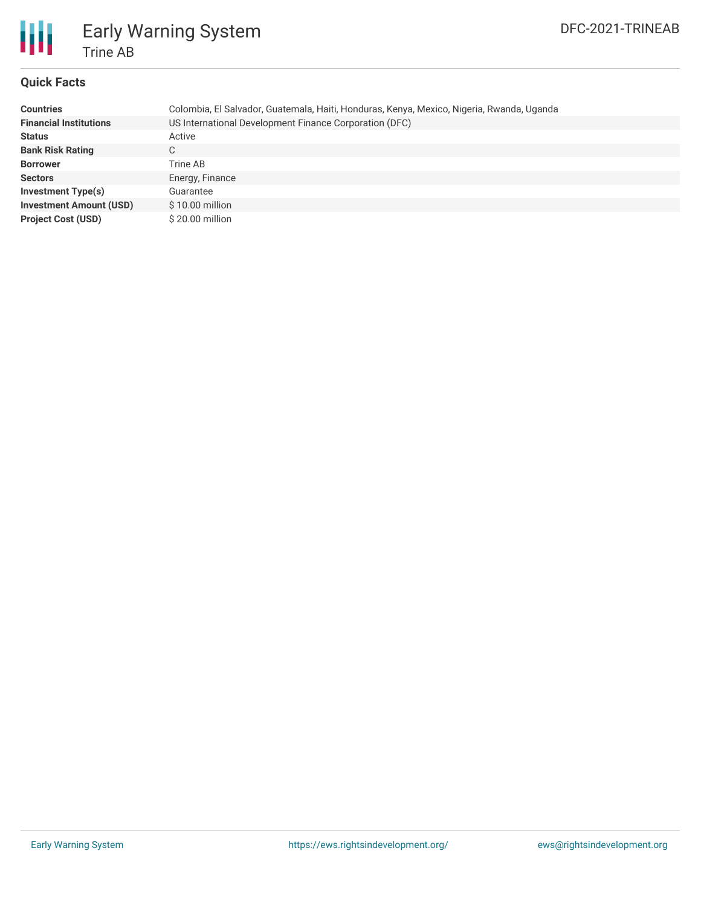# Early Warning System

## Trine AB

DFC-2021-TRINEAB

### Quick Facts

| | |
|---|---|
| **Countries** | Colombia, El Salvador, Guatemala, Haiti, Honduras, Kenya, Mexico, Nigeria, Rwanda, Uganda |
| **Financial Institutions** | US International Development Finance Corporation (DFC) |
| **Status** | Active |
| **Bank Risk Rating** | C |
| **Borrower** | Trine AB |
| **Sectors** | Energy, Finance |
| **Investment Type(s)** | Guarantee |
| **Investment Amount (USD)** | $ 10.00 million |
| **Project Cost (USD)** | $ 20.00 million |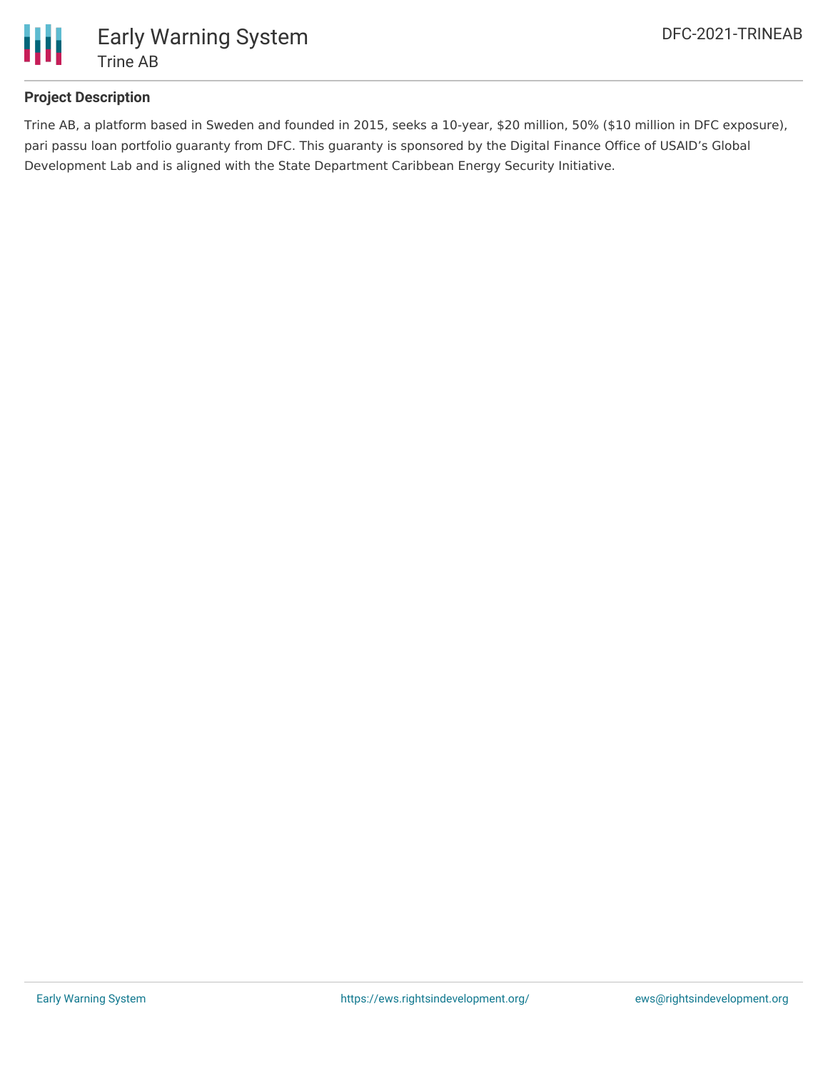**Project Description**

Trine AB, a platform based in Sweden and founded in 2015, seeks a 10-year, $20 million, 50% ($10 million in DFC exposure), pari passu loan portfolio guaranty from DFC. This guaranty is sponsored by the Digital Finance Office of USAID's Global Development Lab and is aligned with the State Department Caribbean Energy Security Initiative.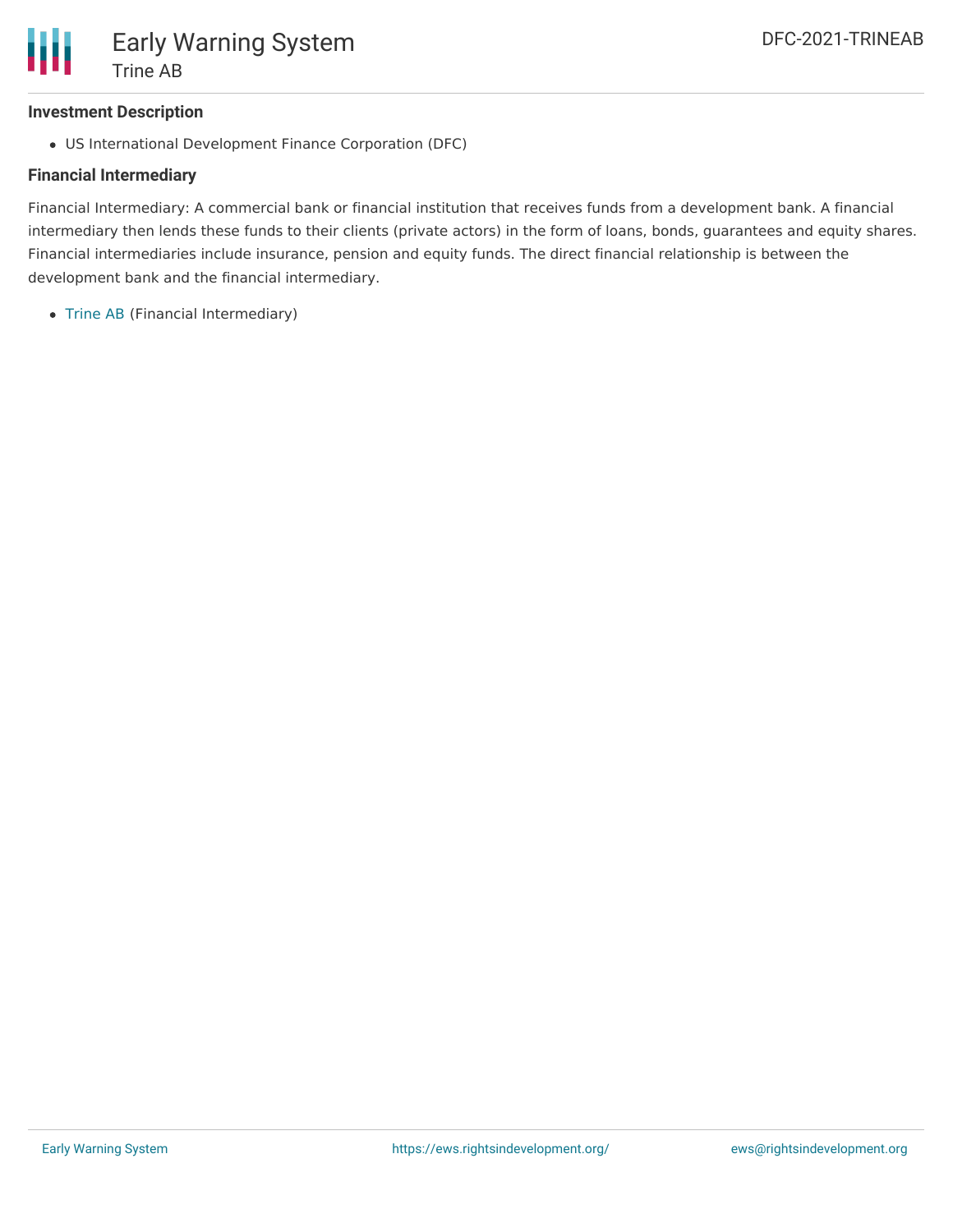### Investment Description

- US International Development Finance Corporation (DFC)

### Financial Intermediary

Financial Intermediary: A commercial bank or financial institution that receives funds from a development bank. A financial intermediary then lends these funds to their clients (private actors) in the form of loans, bonds, guarantees and equity shares. Financial intermediaries include insurance, pension and equity funds. The direct financial relationship is between the development bank and the financial intermediary.

- Trine AB (Financial Intermediary)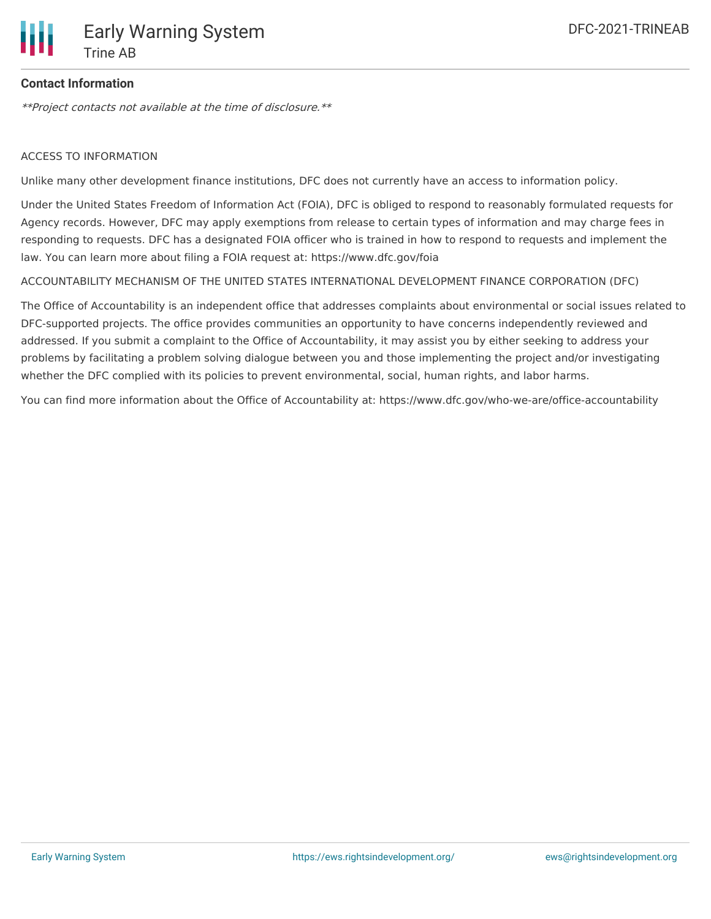**Contact Information**

*\*\*Project contacts not available at the time of disclosure.\*\**

ACCESS TO INFORMATION

Unlike many other development finance institutions, DFC does not currently have an access to information policy.

Under the United States Freedom of Information Act (FOIA), DFC is obliged to respond to reasonably formulated requests for Agency records. However, DFC may apply exemptions from release to certain types of information and may charge fees in responding to requests. DFC has a designated FOIA officer who is trained in how to respond to requests and implement the law. You can learn more about filing a FOIA request at: https://www.dfc.gov/foia

ACCOUNTABILITY MECHANISM OF THE UNITED STATES INTERNATIONAL DEVELOPMENT FINANCE CORPORATION (DFC)

The Office of Accountability is an independent office that addresses complaints about environmental or social issues related to DFC-supported projects. The office provides communities an opportunity to have concerns independently reviewed and addressed. If you submit a complaint to the Office of Accountability, it may assist you by either seeking to address your problems by facilitating a problem solving dialogue between you and those implementing the project and/or investigating whether the DFC complied with its policies to prevent environmental, social, human rights, and labor harms.

You can find more information about the Office of Accountability at: https://www.dfc.gov/who-we-are/office-accountability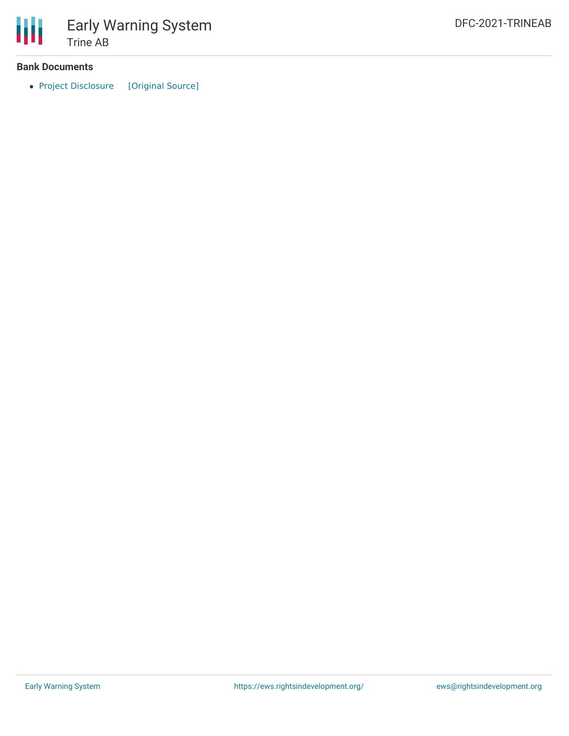**Bank Documents**

- Project Disclosure [Original Source]